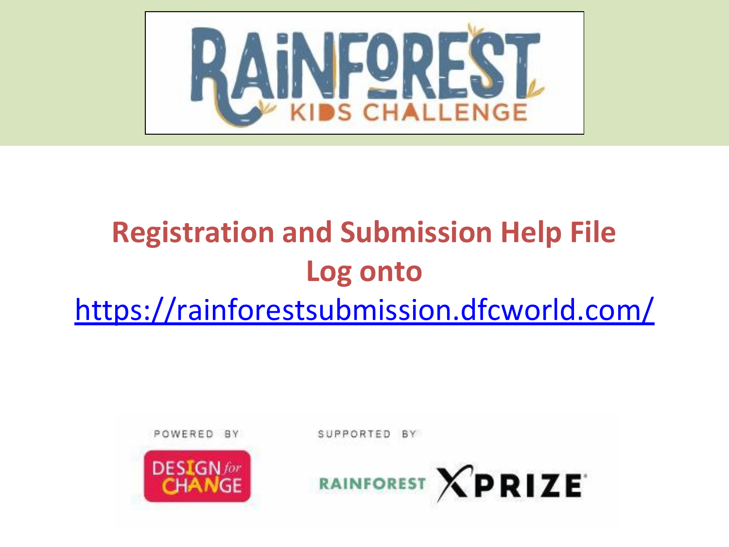# RAINFOREST KIDS CHALLENGE

## Registration and Submission Help File

## Log onto

https://rainforestsubmission.dfcworld.com/

POWERED BY

DESIGN for CHANGE

SUPPORTED BY

RAINFOREST XPRIZE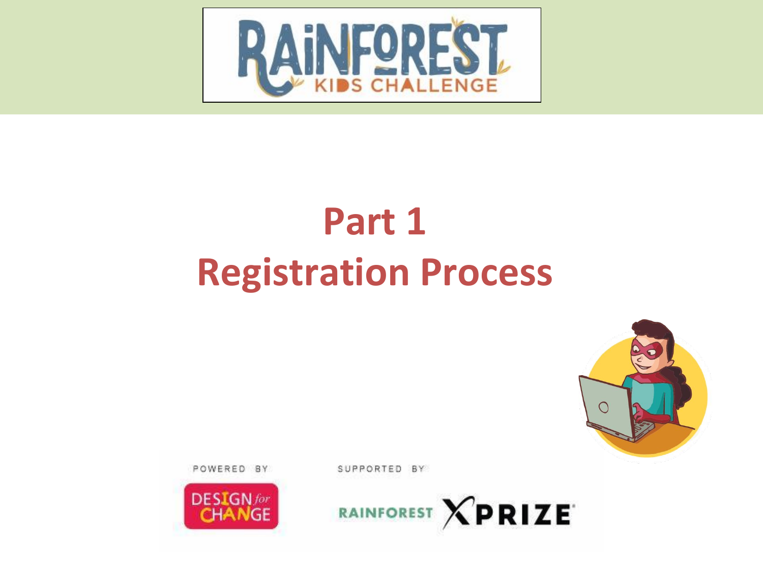# Part 1
# Registration Process

POWERED BY

SUPPORTED BY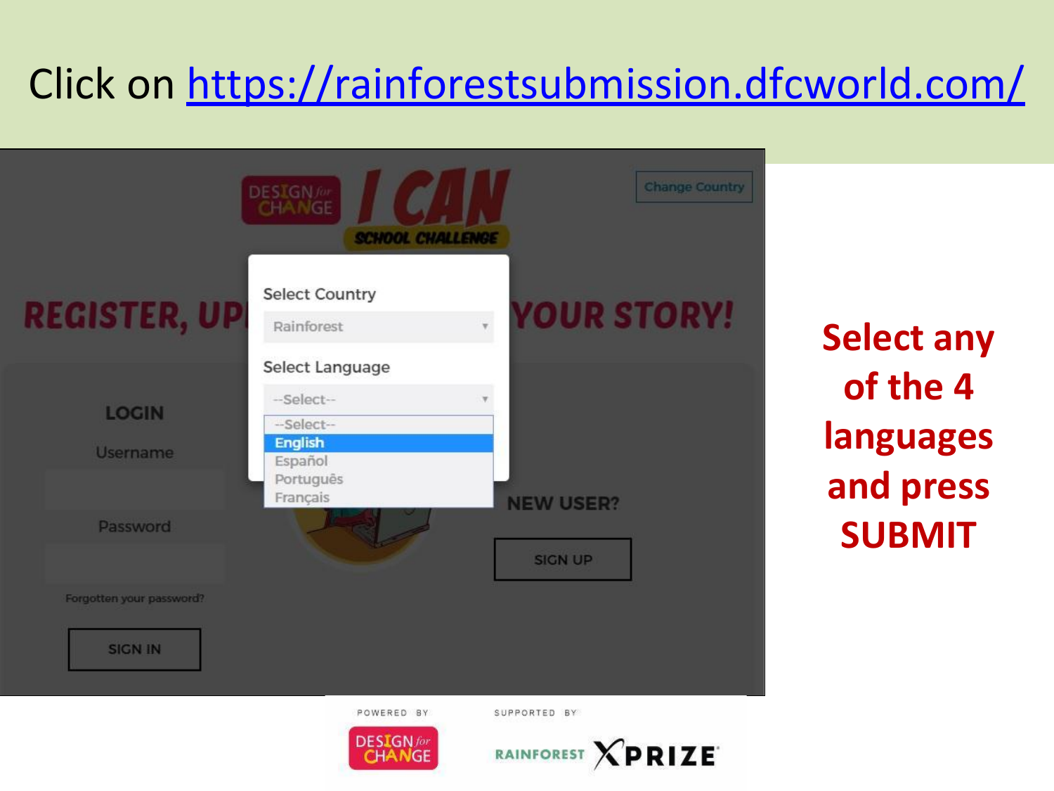Click on [https://rainforestsubmission.dfcworld.com/](https://rainforestsubmission.dfcworld.com/)

DESIGN for CHANGE

I CAN

SCHOOL CHALLENGE

Change Country

REGISTER, UP... YOUR STORY!

Select Country

Rainforest

Select Language

--Select--

- --Select--
- English
- Español
- Português
- Français

LOGIN

Username

Password

Forgotten your password?

SIGN IN

NEW USER?

SIGN UP

POWERED BY DESIGN for CHANGE

SUPPORTED BY RAINFOREST XPRIZE

**Select any of the 4 languages and press SUBMIT**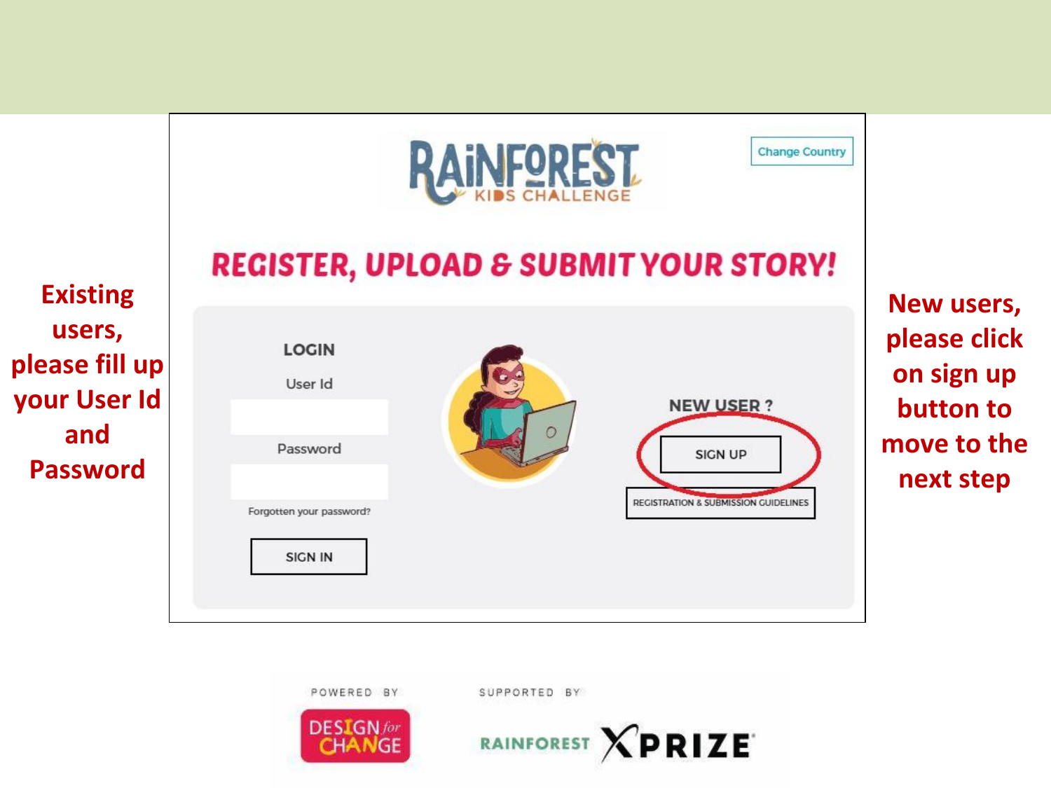Existing users, please fill up your User Id and Password

RAINFOREST KIDS CHALLENGE

Change Country

REGISTER, UPLOAD & SUBMIT YOUR STORY!

LOGIN

User Id

Password

Forgotten your password?

SIGN IN

NEW USER ?

SIGN UP

REGISTRATION & SUBMISSION GUIDELINES

New users, please click on sign up button to move to the next step

POWERED BY DESIGN for CHANGE

SUPPORTED BY RAINFOREST XPRIZE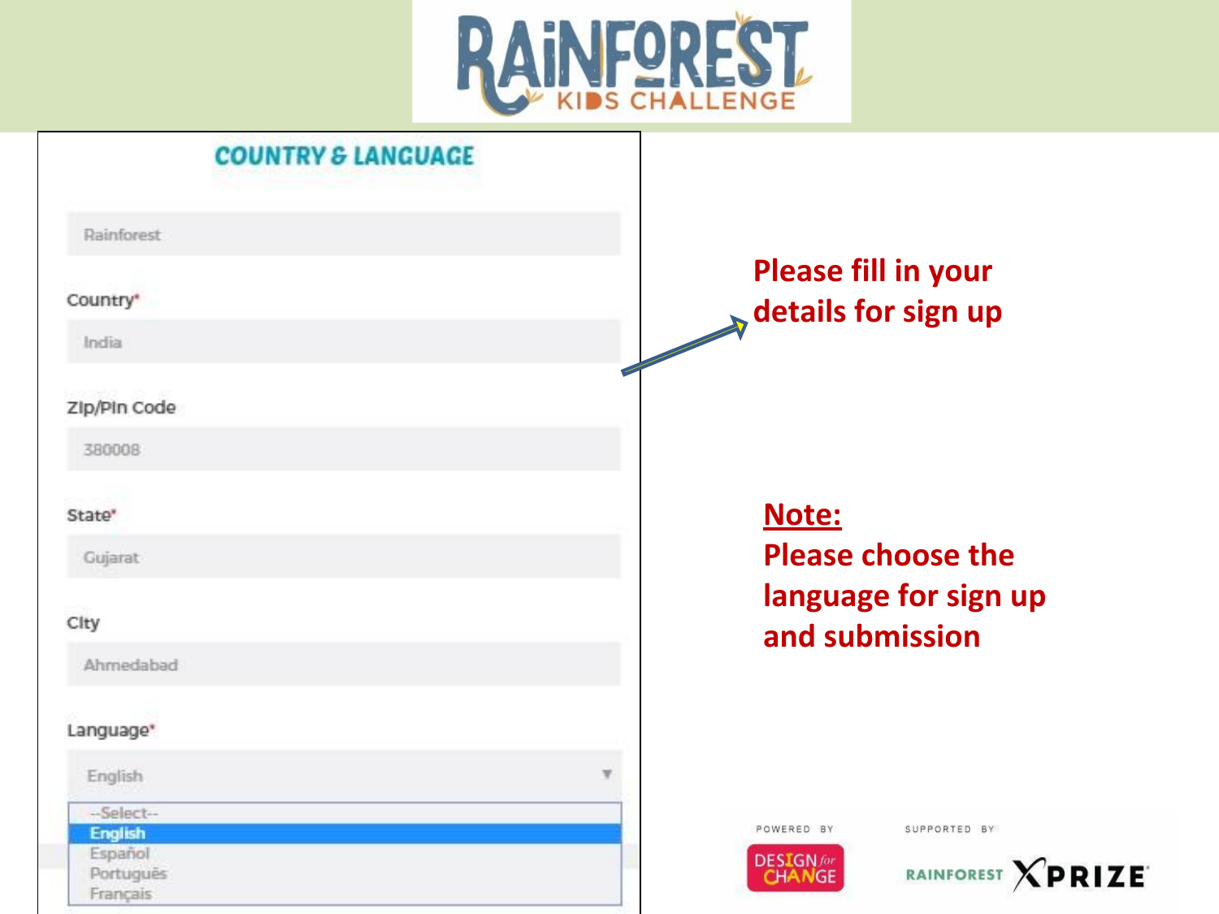# RAINFOREST KIDS CHALLENGE

## COUNTRY & LANGUAGE

Rainforest

Country*

India

Zip/Pin Code

380008

State*

Gujarat

City

Ahmedabad

Language*

English

--Select--
English
Español
Português
Français

**Please fill in your details for sign up**

**Note:**
**Please choose the language for sign up and submission**

POWERED BY DESIGN for CHANGE

SUPPORTED BY RAINFOREST XPRIZE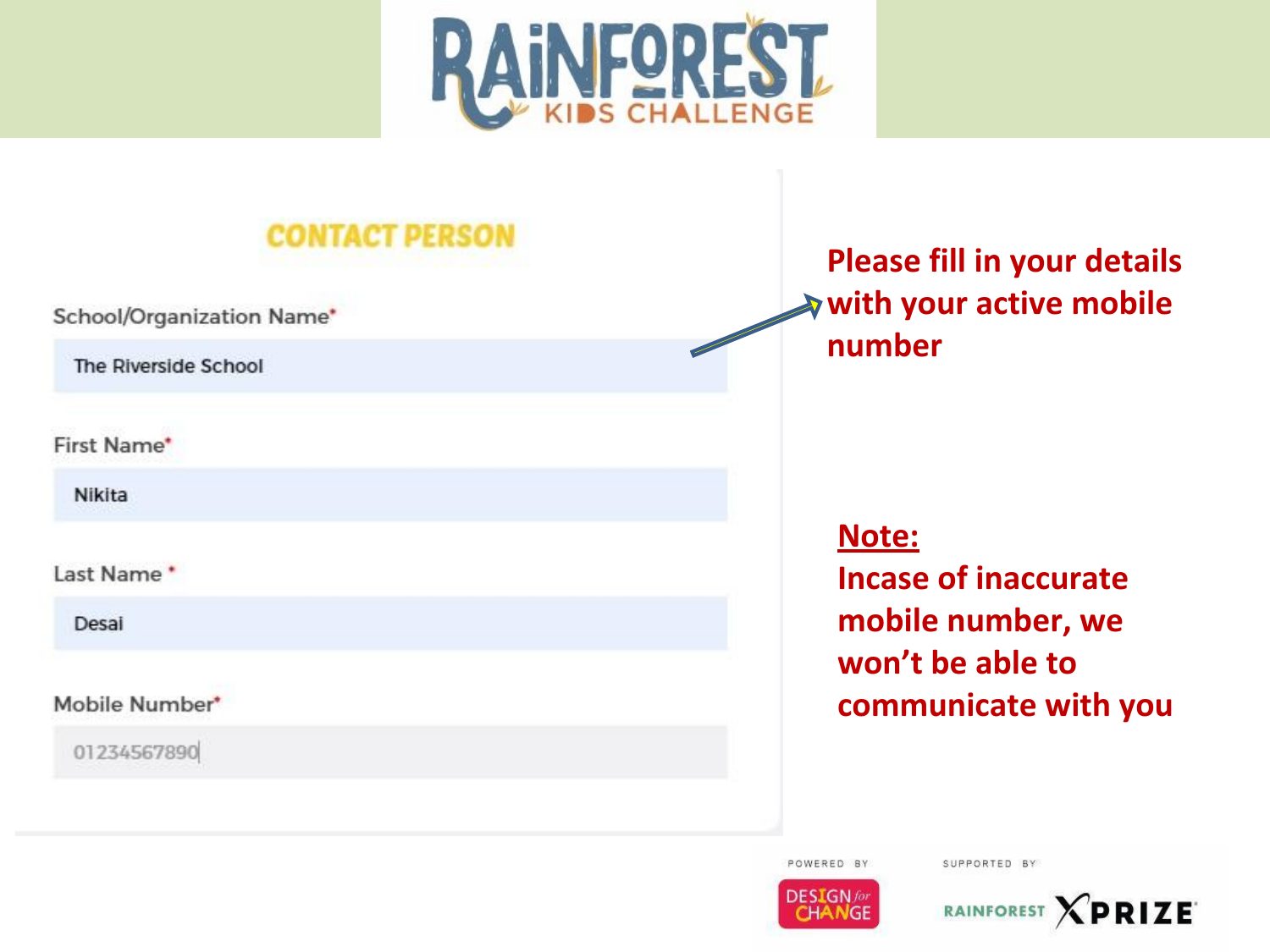# RAINFOREST KIDS CHALLENGE

## CONTACT PERSON

School/Organization Name*

The Riverside School

First Name*

Nikita

Last Name *

Desai

Mobile Number*

01234567890

**Please fill in your details with your active mobile number**

**Note:**

**Incase of inaccurate mobile number, we won't be able to communicate with you**

POWERED BY DESIGN for CHANGE

SUPPORTED BY RAINFOREST XPRIZE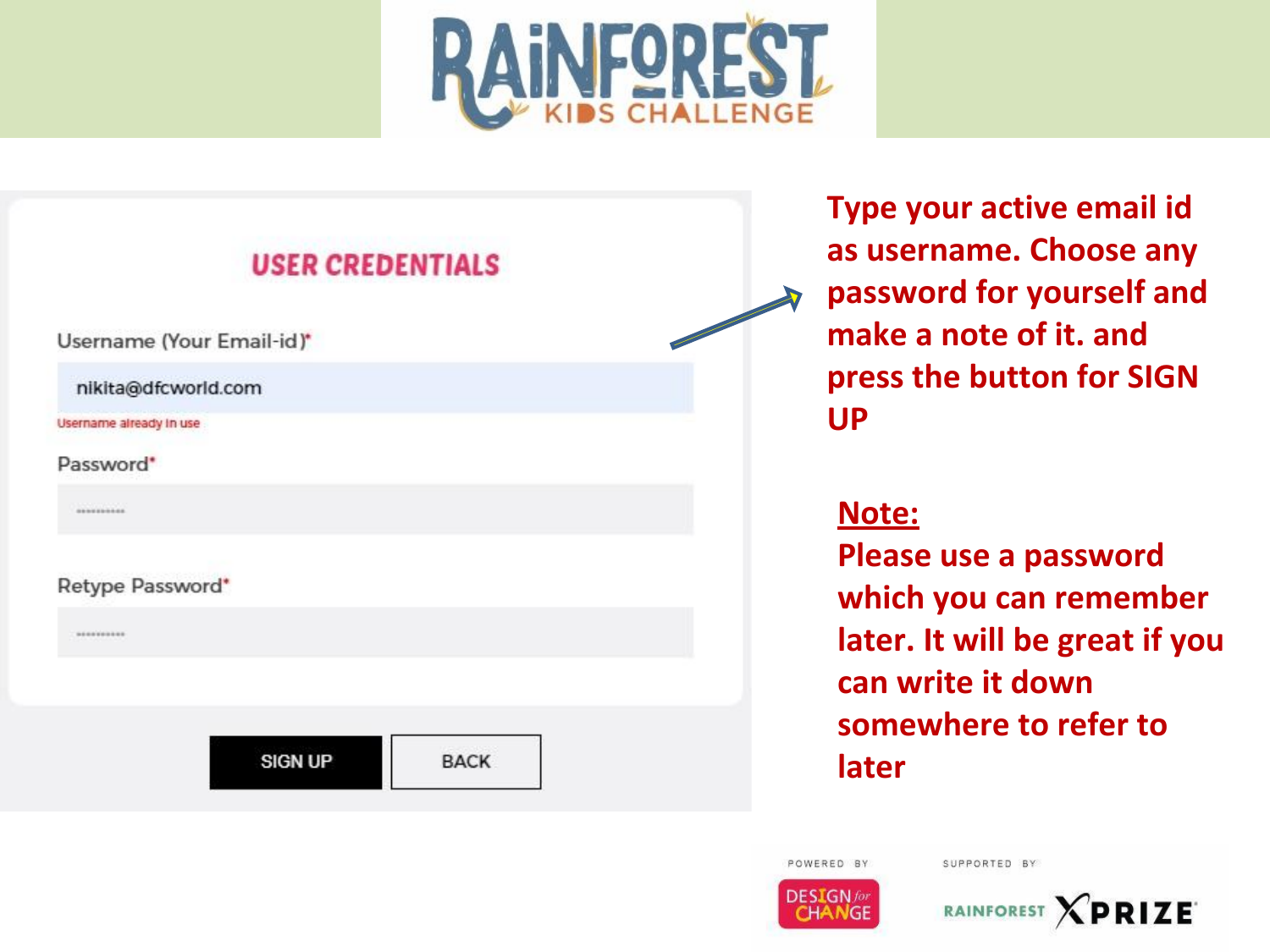# RAINFOREST KIDS CHALLENGE

## USER CREDENTIALS

Username (Your Email-id)*

nikita@dfcworld.com

Username already in use

Password*

Retype Password*

SIGN UP | BACK

**Type your active email id as username. Choose any password for yourself and make a note of it. and press the button for SIGN UP**

**Note:**
**Please use a password which you can remember later. It will be great if you can write it down somewhere to refer to later**

POWERED BY DESIGN for CHANGE

SUPPORTED BY RAINFOREST XPRIZE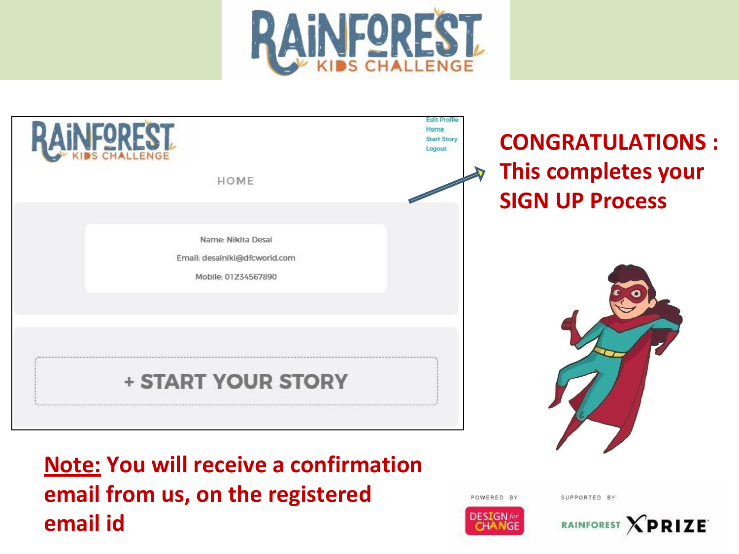# RAINFOREST KIDS CHALLENGE

RAINFOREST KIDS CHALLENGE

Edit Profile
Home
Start Story
Logout

HOME

Name: Nikita Desai

Email: desainiki@dfcworld.com

Mobile: 01234567890

+ START YOUR STORY

**CONGRATULATIONS : This completes your SIGN UP Process**

**<u>Note:</u> You will receive a confirmation email from us, on the registered email id**

POWERED BY DESIGN for CHANGE

SUPPORTED BY RAINFOREST XPRIZE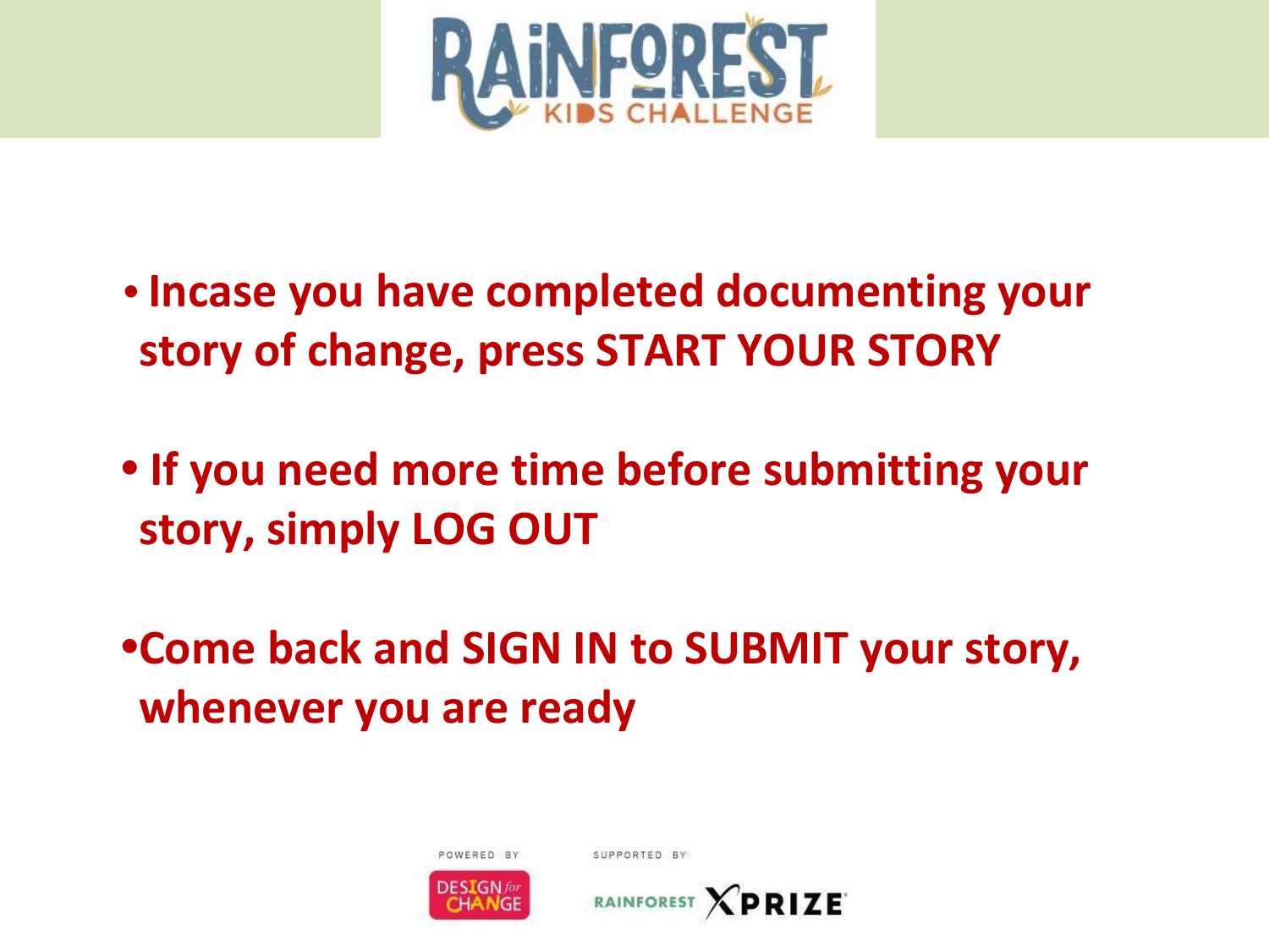RAINFOREST KIDS CHALLENGE

- **Incase you have completed documenting your story of change, press START YOUR STORY**
- **If you need more time before submitting your story, simply LOG OUT**
- **Come back and SIGN IN to SUBMIT your story, whenever you are ready**

POWERED BY DESIGN for CHANGE

SUPPORTED BY RAINFOREST XPRIZE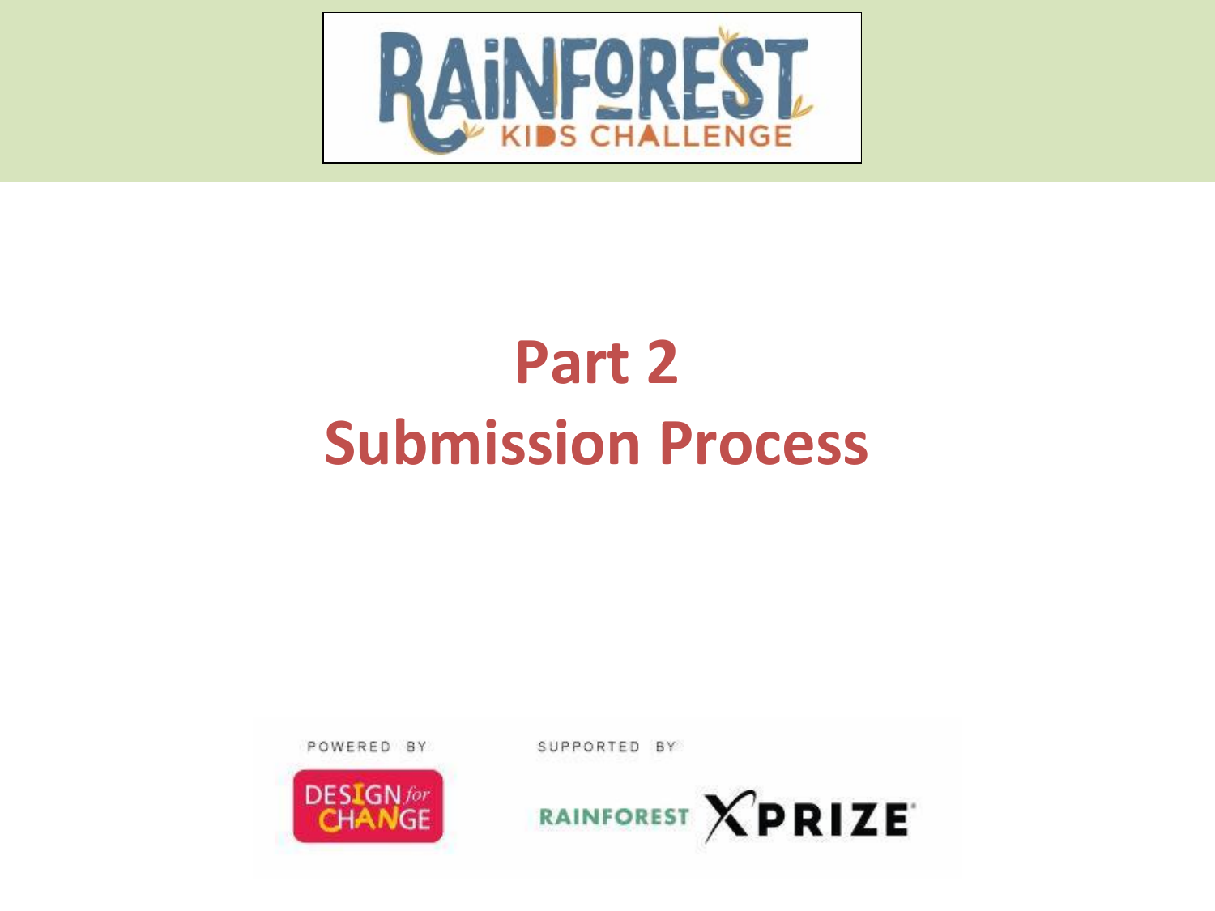# Part 2
# Submission Process

POWERED BY

SUPPORTED BY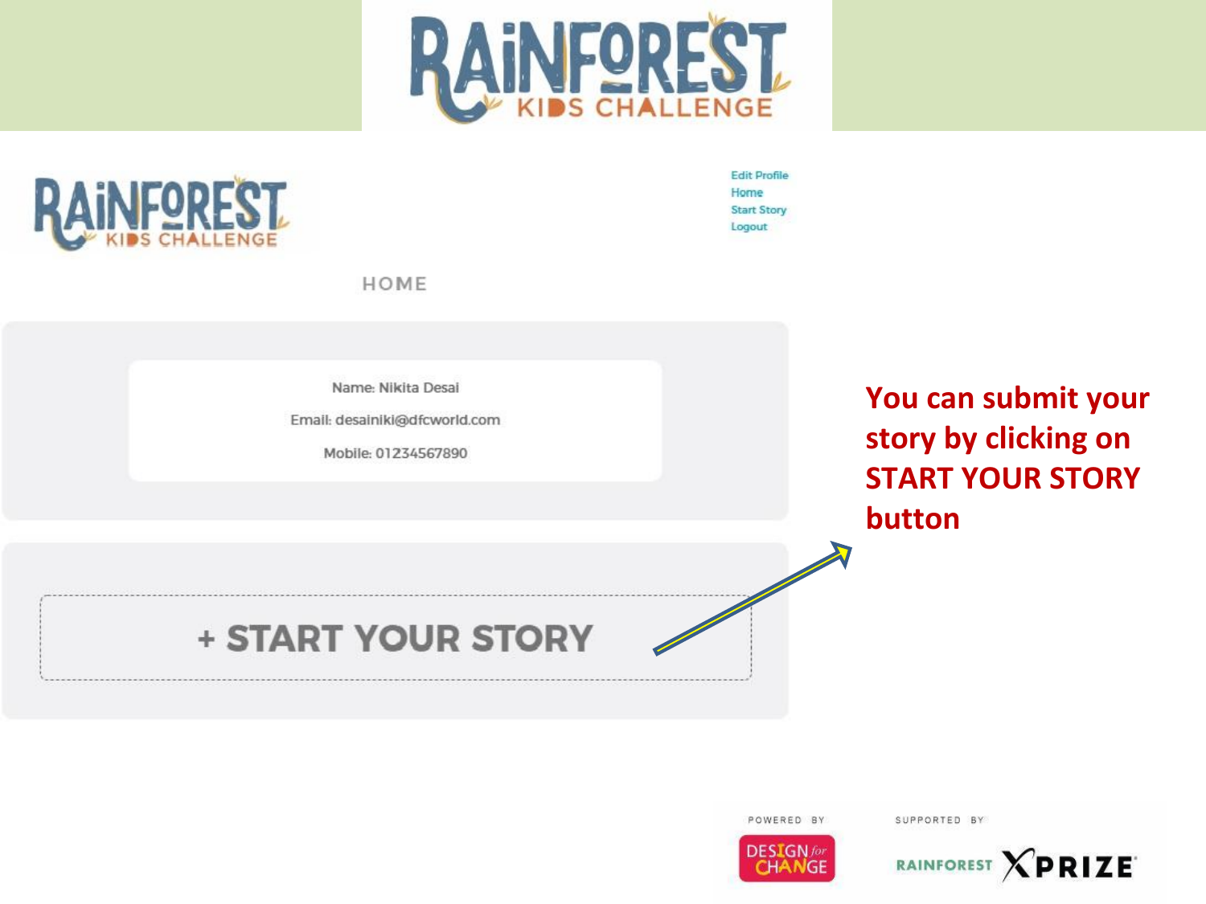RAINFOREST KIDS CHALLENGE

RAINFOREST KIDS CHALLENGE

Edit Profile
Home
Start Story
Logout

HOME

Name: Nikita Desai

Email: desainiki@dfcworld.com

Mobile: 01234567890

+ START YOUR STORY

**You can submit your story by clicking on START YOUR STORY button**

POWERED BY DESIGN for CHANGE

SUPPORTED BY RAINFOREST XPRIZE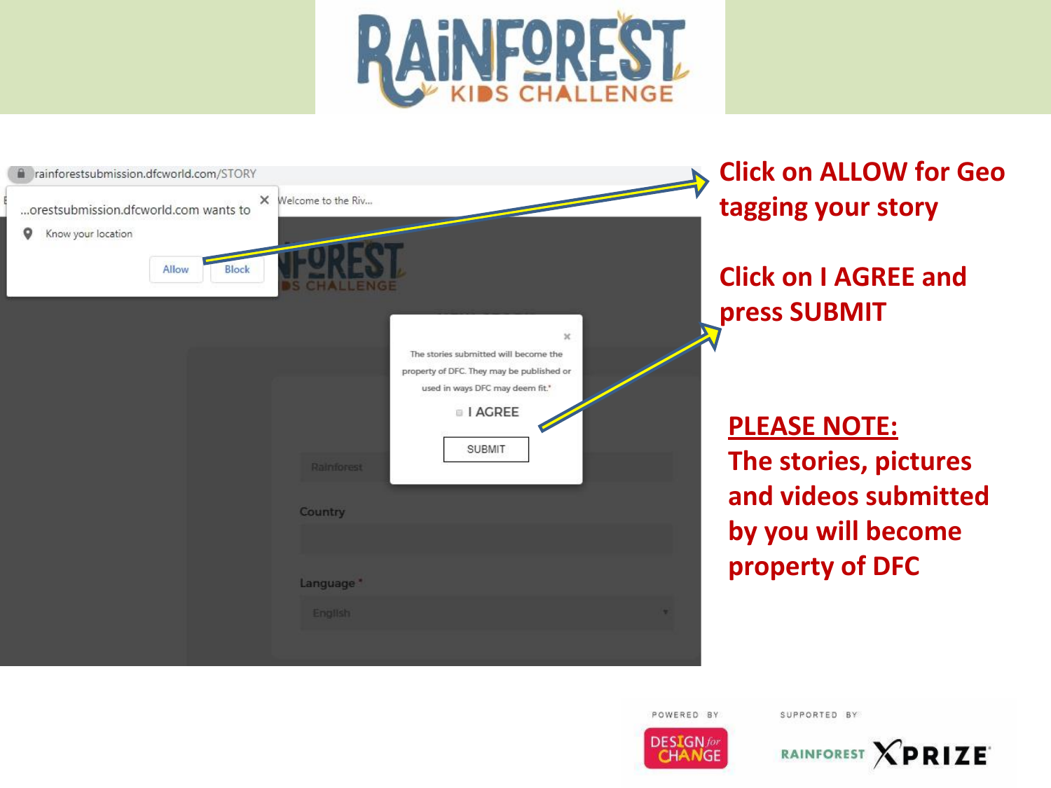RAINFOREST KIDS CHALLENGE

rainforestsubmission.dfcworld.com/STORY

...orestsubmission.dfcworld.com wants to

Know your location

Allow Block

The stories submitted will become the property of DFC. They may be published or used in ways DFC may deem fit.*

I AGREE

SUBMIT

**Click on ALLOW for Geo tagging your story**

**Click on I AGREE and press SUBMIT**

**PLEASE NOTE:**
**The stories, pictures and videos submitted by you will become property of DFC**

POWERED BY DESIGN for CHANGE

SUPPORTED BY RAINFOREST XPRIZE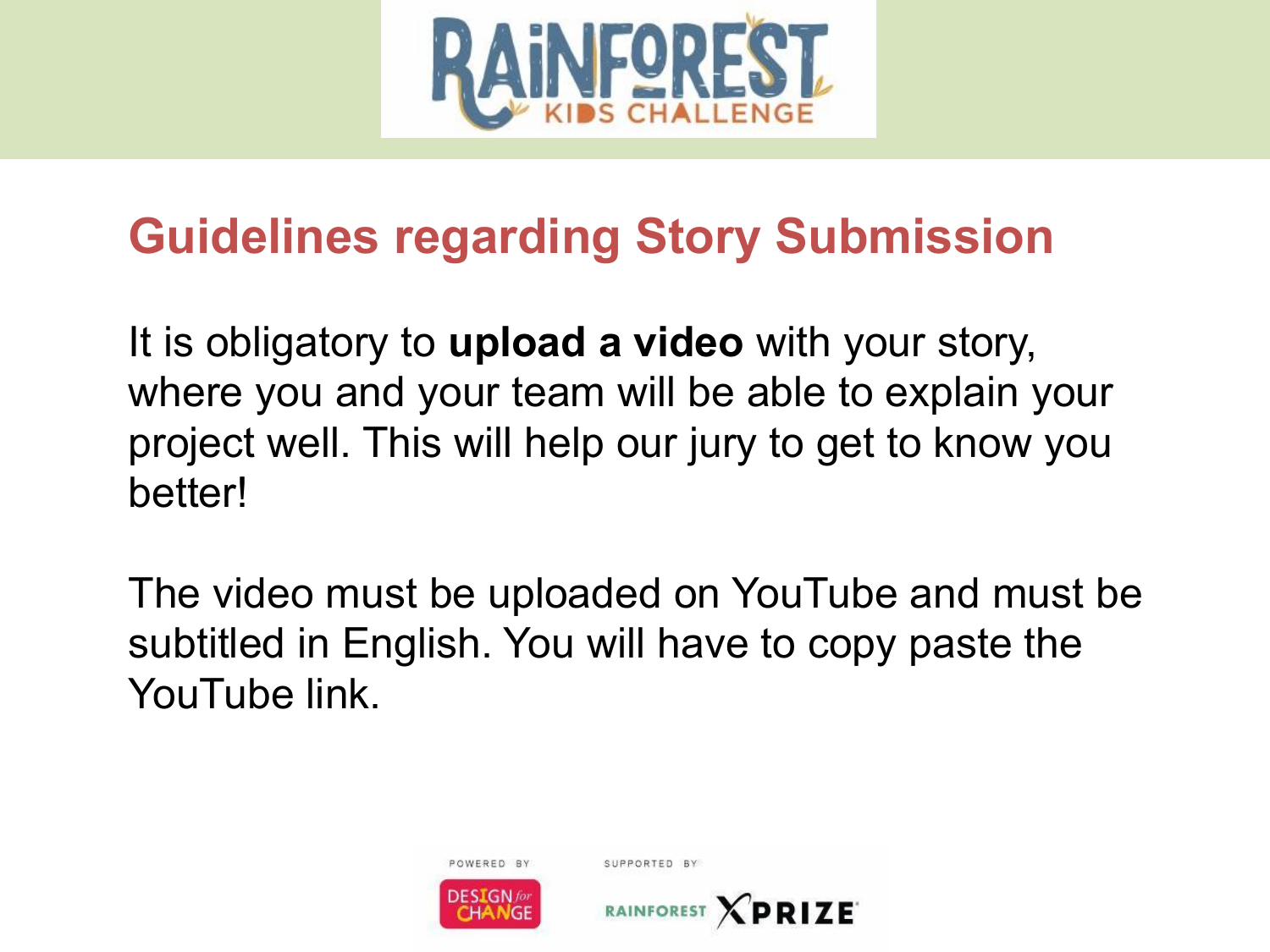## Guidelines regarding Story Submission

It is obligatory to **upload a video** with your story, where you and your team will be able to explain your project well. This will help our jury to get to know you better!

The video must be uploaded on YouTube and must be subtitled in English. You will have to copy paste the YouTube link.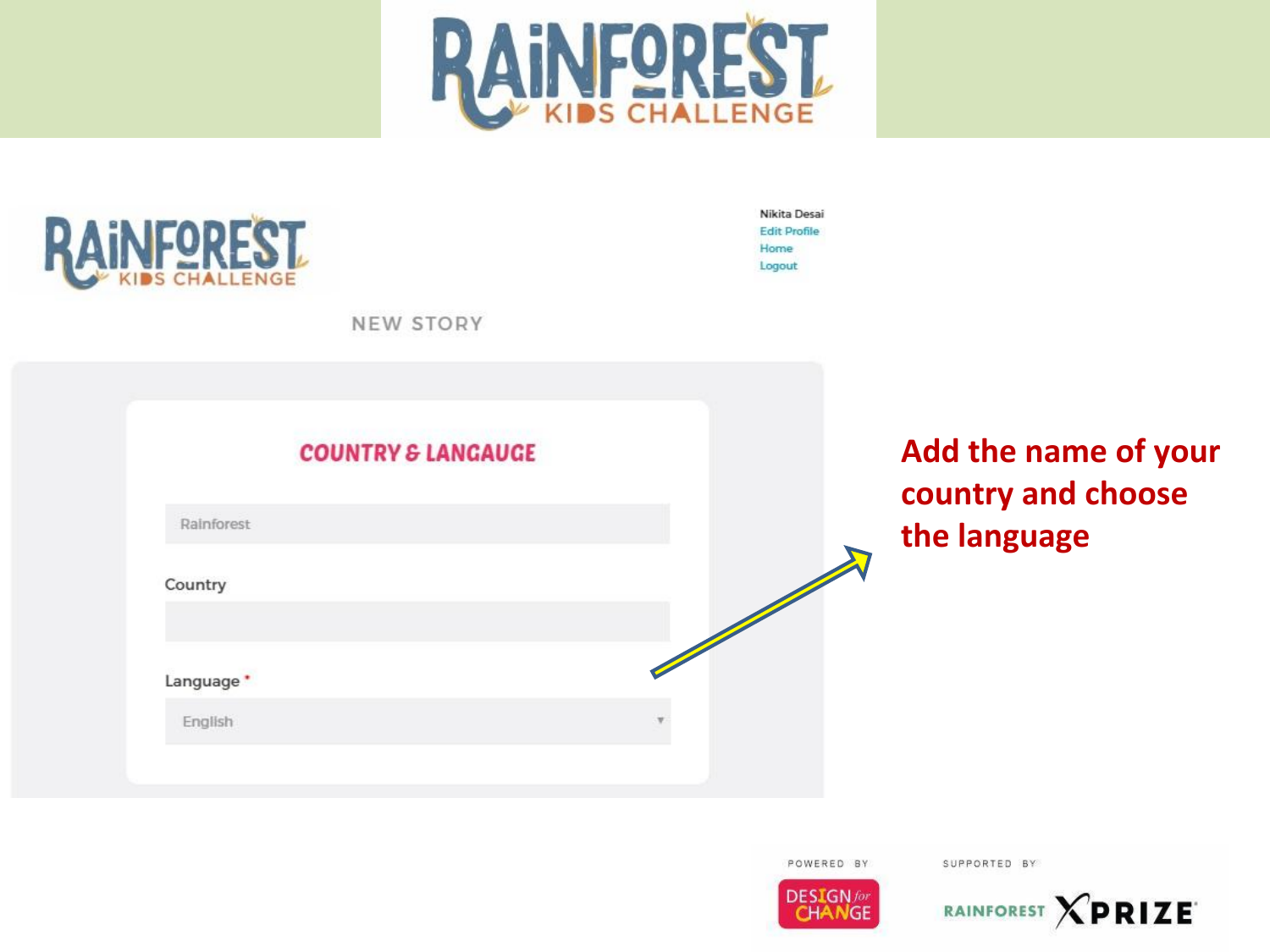# RAINFOREST KIDS CHALLENGE

RAINFOREST KIDS CHALLENGE

Nikita Desai
Edit Profile
Home
Logout

NEW STORY

## COUNTRY & LANGAUGE

Rainforest

Country

Language *

English

**Add the name of your country and choose the language**

POWERED BY DESIGN for CHANGE

SUPPORTED BY RAINFOREST XPRIZE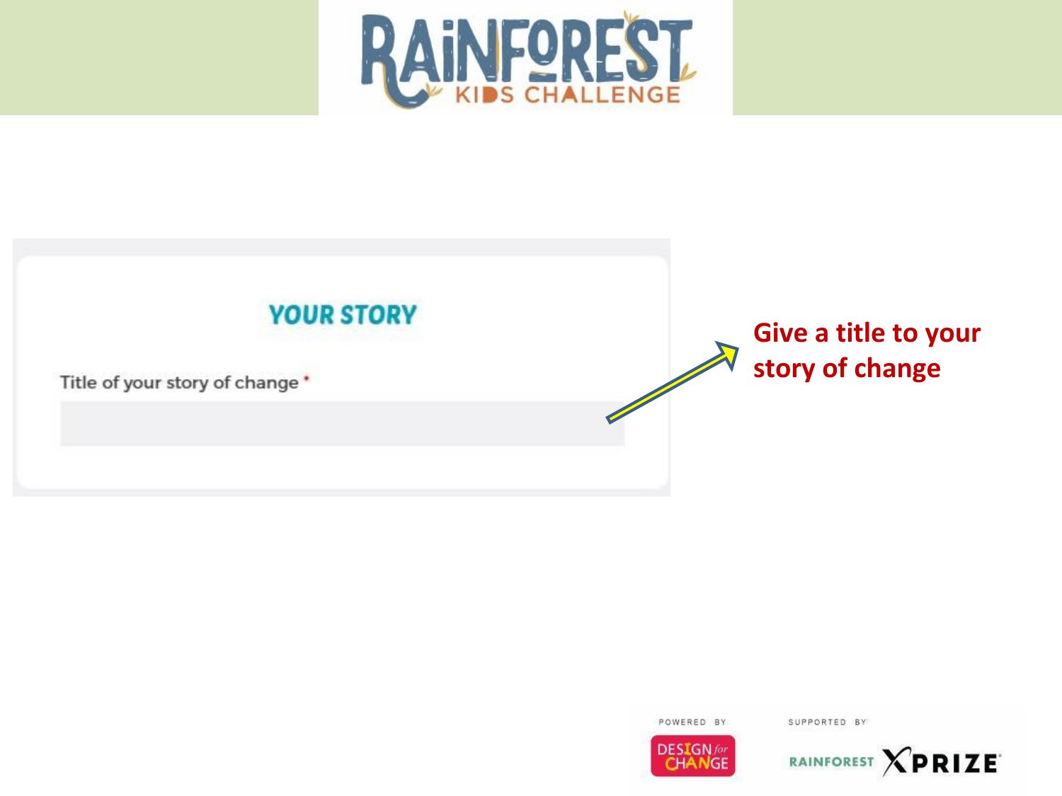**YOUR STORY**

Title of your story of change *

**Give a title to your story of change**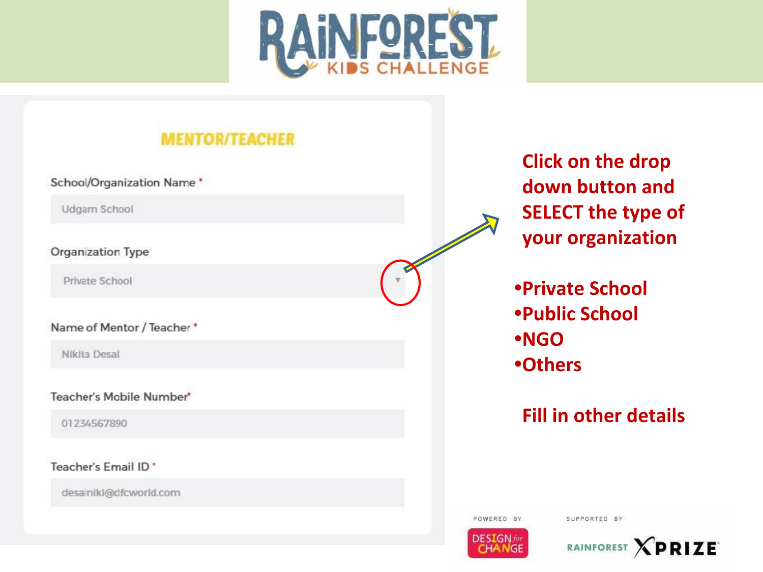# RAINFOREST KIDS CHALLENGE

## MENTOR/TEACHER

School/Organization Name *

Udgam School

Organization Type

Private School

Name of Mentor / Teacher *

Nikita Desai

Teacher's Mobile Number*

01234567890

Teacher's Email ID *

desainiki@dfcworld.com

**Click on the drop down button and SELECT the type of your organization**

- **Private School**
- **Public School**
- **NGO**
- **Others**

**Fill in other details**

POWERED BY DESIGN for CHANGE

SUPPORTED BY RAINFOREST XPRIZE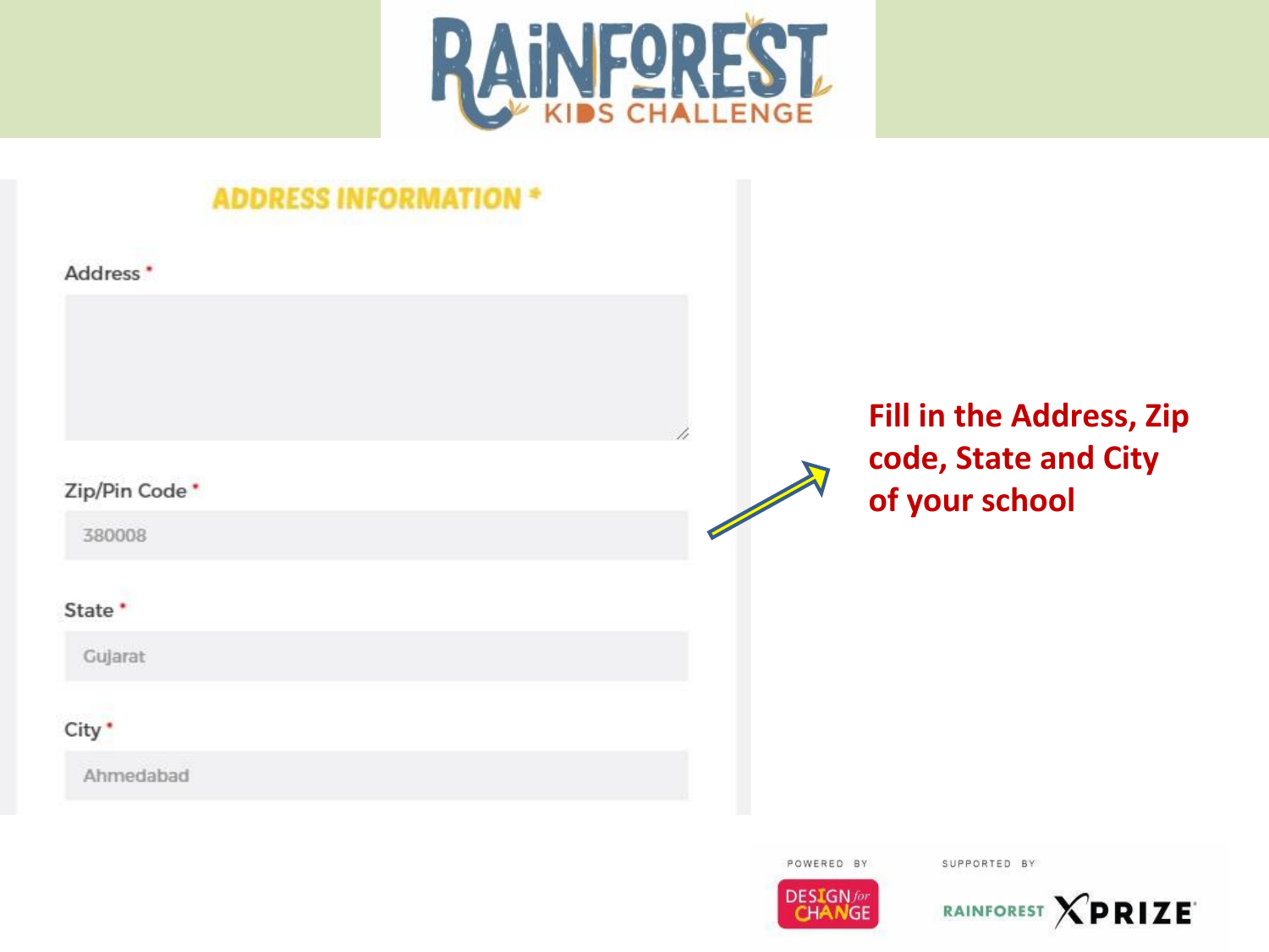# RAINFOREST KIDS CHALLENGE

## ADDRESS INFORMATION *

Address *

Zip/Pin Code *

380008

State *

Gujarat

City *

Ahmedabad

**Fill in the Address, Zip code, State and City of your school**

POWERED BY DESIGN for CHANGE

SUPPORTED BY RAINFOREST XPRIZE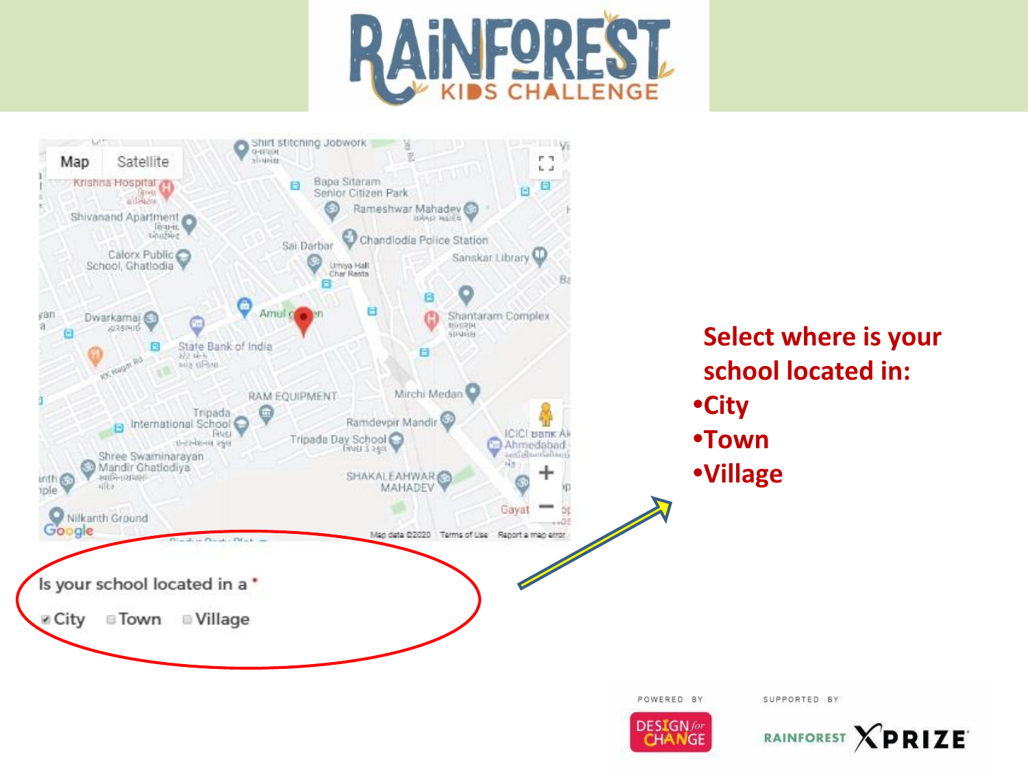Is your school located in a *

- City
- Town
- Village

Select where is your school located in:

- City
- Town
- Village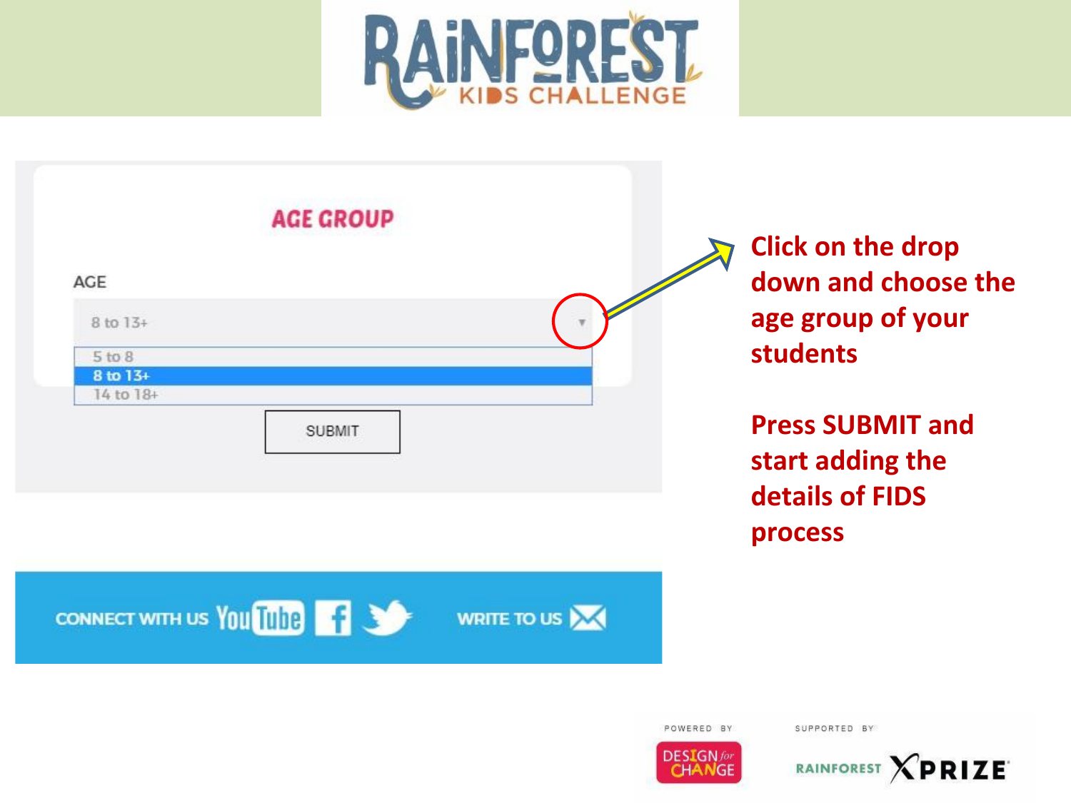# RAINFOREST KIDS CHALLENGE

**AGE GROUP**

AGE

8 to 13+

- 5 to 8
- 8 to 13+
- 14 to 18+

SUBMIT

**Click on the drop down and choose the age group of your students**

**Press SUBMIT and start adding the details of FIDS process**

CONNECT WITH US YouTube | WRITE TO US

POWERED BY DESIGN for CHANGE

SUPPORTED BY RAINFOREST XPRIZE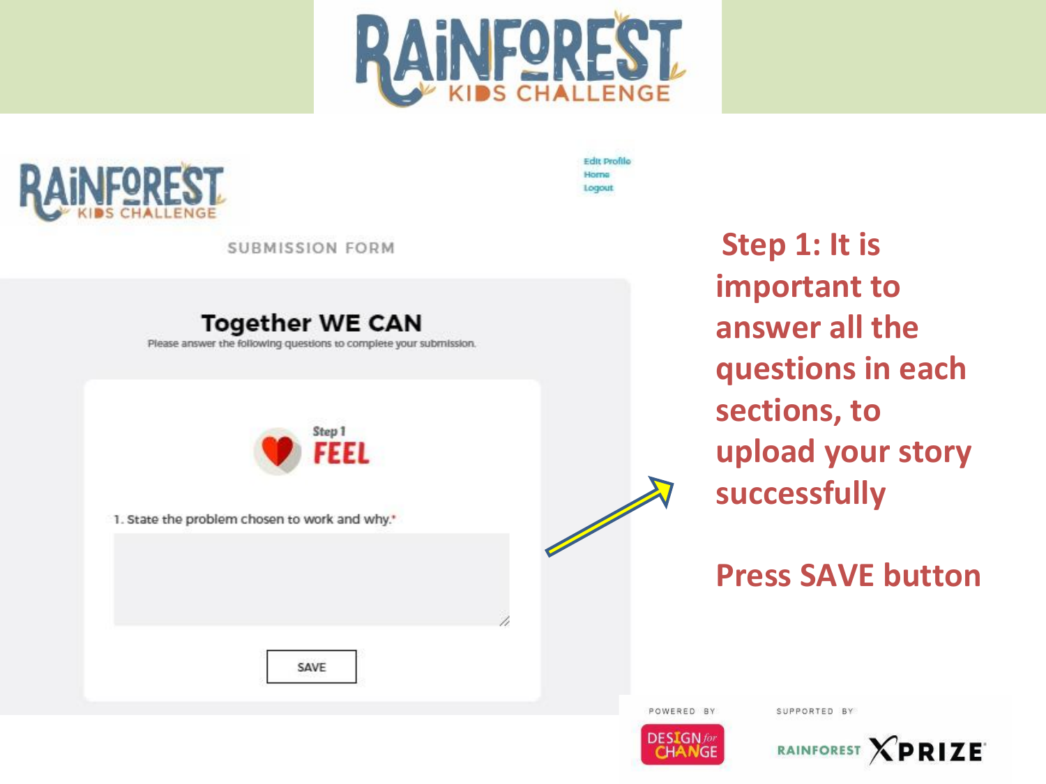# RAINFOREST KIDS CHALLENGE

RAINFOREST KIDS CHALLENGE

Edit Profile
Home
Logout

SUBMISSION FORM

## Together WE CAN

Please answer the following questions to complete your submission.

Step 1
**FEEL**

1. State the problem chosen to work and why.*

SAVE

**Step 1: It is important to answer all the questions in each sections, to upload your story successfully**

**Press SAVE button**

POWERED BY DESIGN for CHANGE

SUPPORTED BY RAINFOREST XPRIZE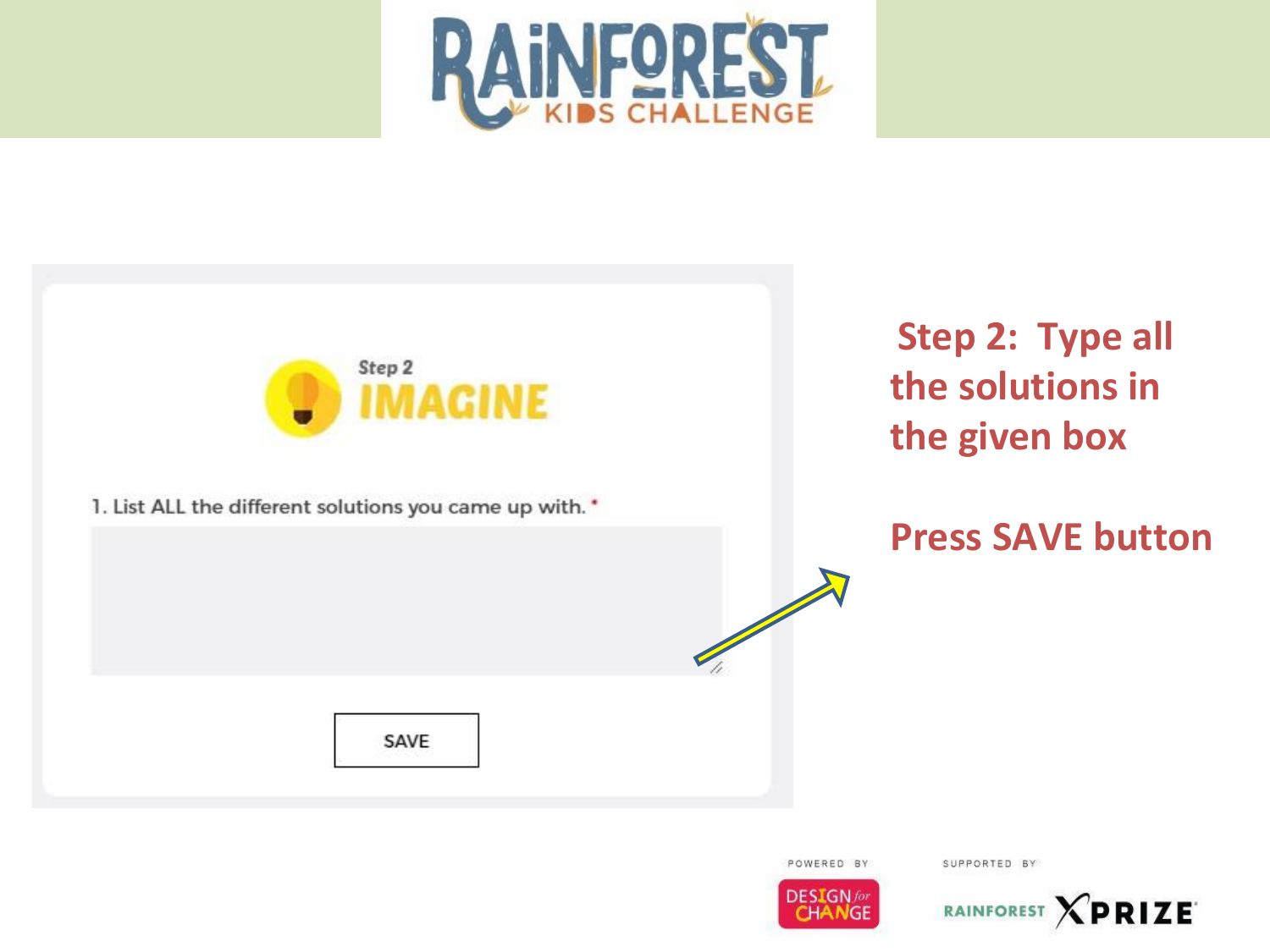# RAINFOREST KIDS CHALLENGE

Step 2
**IMAGINE**

1. List ALL the different solutions you came up with. *

SAVE

**Step 2: Type all the solutions in the given box**

**Press SAVE button**

POWERED BY DESIGN for CHANGE

SUPPORTED BY RAINFOREST XPRIZE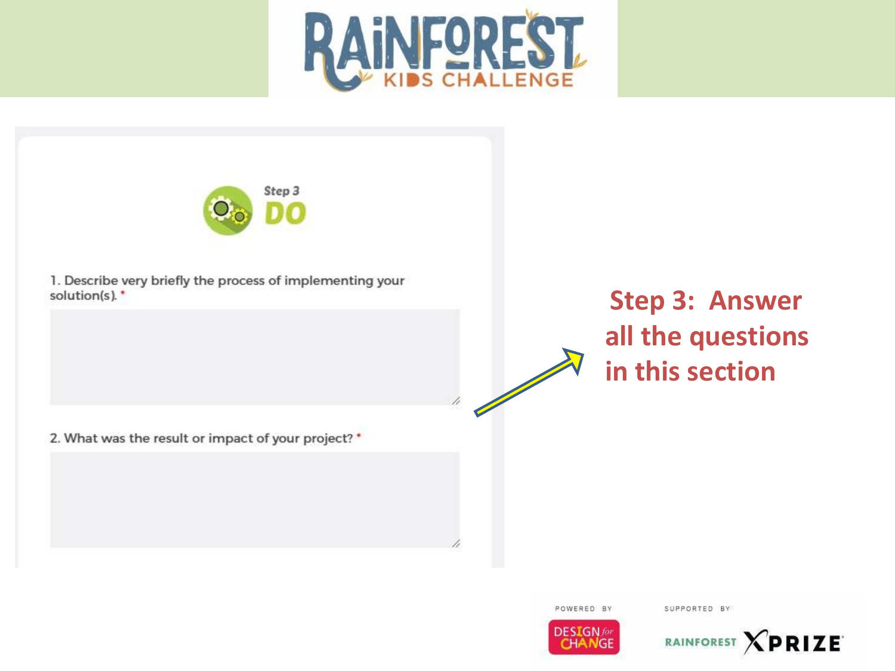# RAINFOREST KIDS CHALLENGE

Step 3

**DO**

1. Describe very briefly the process of implementing your solution(s). *

2. What was the result or impact of your project? *

**Step 3: Answer all the questions in this section**

POWERED BY DESIGN for CHANGE

SUPPORTED BY RAINFOREST XPRIZE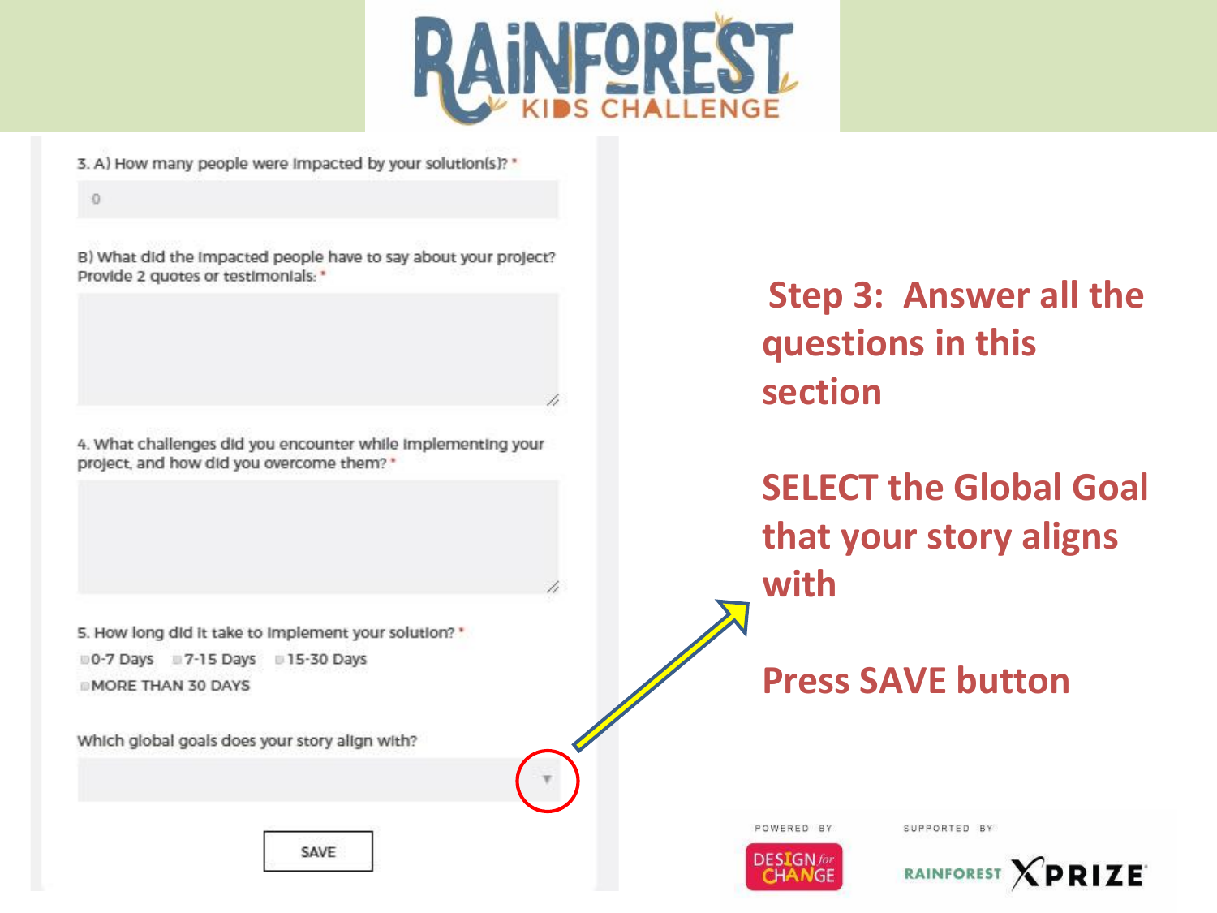# RAINFOREST KIDS CHALLENGE

3. A) How many people were impacted by your solution(s)? *

0

B) What did the impacted people have to say about your project? Provide 2 quotes or testimonials: *

4. What challenges did you encounter while implementing your project, and how did you overcome them? *

5. How long did it take to implement your solution? *

- 0-7 Days
- 7-15 Days
- 15-30 Days
- MORE THAN 30 DAYS

Which global goals does your story align with?

SAVE

**Step 3: Answer all the questions in this section**

**SELECT the Global Goal that your story aligns with**

**Press SAVE button**

POWERED BY DESIGN for CHANGE

SUPPORTED BY RAINFOREST XPRIZE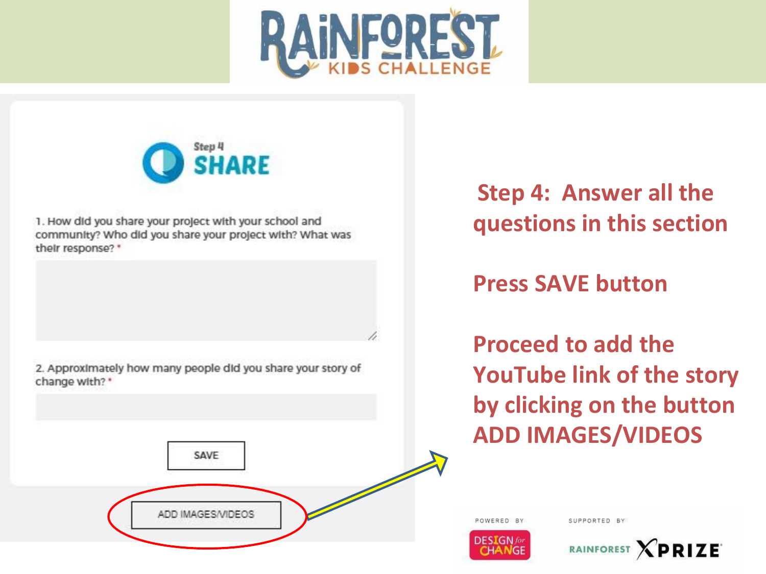# RAINFOREST KIDS CHALLENGE

Step 4
## SHARE

1. How did you share your project with your school and community? Who did you share your project with? What was their response? *

2. Approximately how many people did you share your story of change with? *

SAVE

ADD IMAGES/VIDEOS

**Step 4: Answer all the questions in this section**

**Press SAVE button**

**Proceed to add the YouTube link of the story by clicking on the button ADD IMAGES/VIDEOS**

POWERED BY DESIGN for CHANGE

SUPPORTED BY RAINFOREST XPRIZE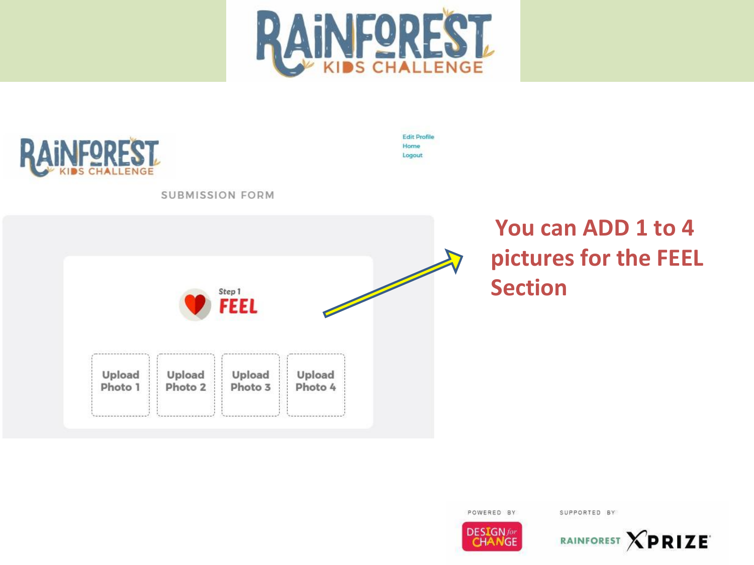# RAINFOREST KIDS CHALLENGE

RAINFOREST KIDS CHALLENGE

Edit Profile
Home
Logout

SUBMISSION FORM

Step 1
FEEL

Upload Photo 1 | Upload Photo 2 | Upload Photo 3 | Upload Photo 4

**You can ADD 1 to 4 pictures for the FEEL Section**

POWERED BY DESIGN for CHANGE

SUPPORTED BY RAINFOREST XPRIZE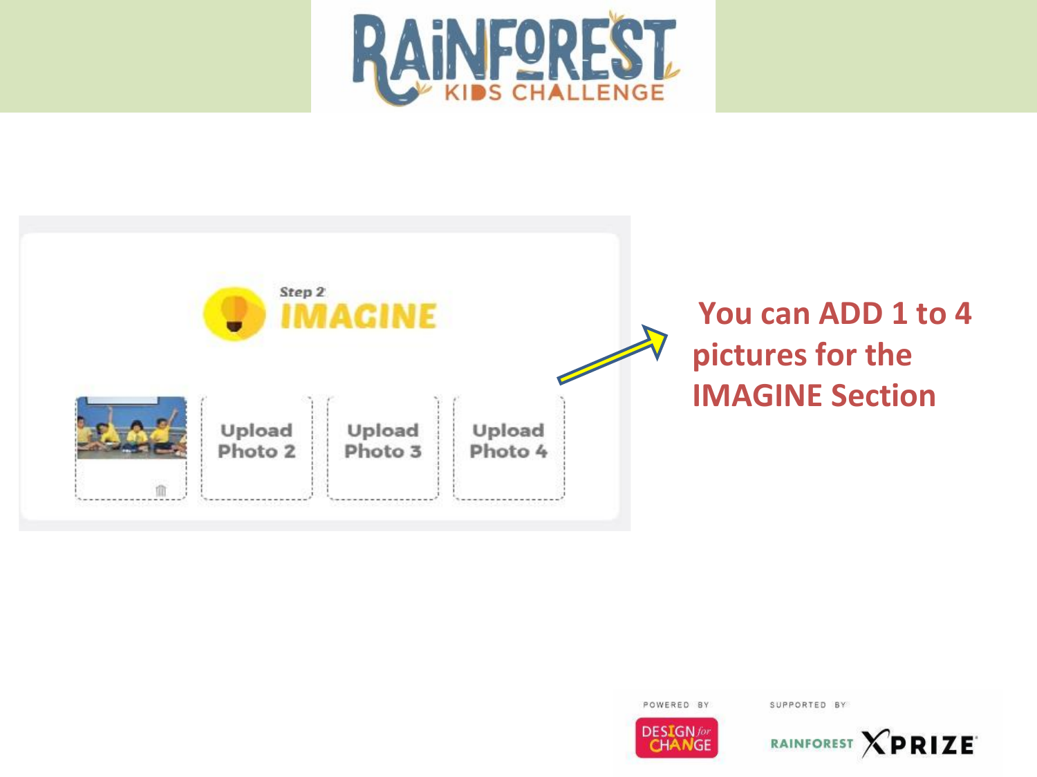Step 2

IMAGINE

Upload Photo 2

Upload Photo 3

Upload Photo 4

**You can ADD 1 to 4 pictures for the IMAGINE Section**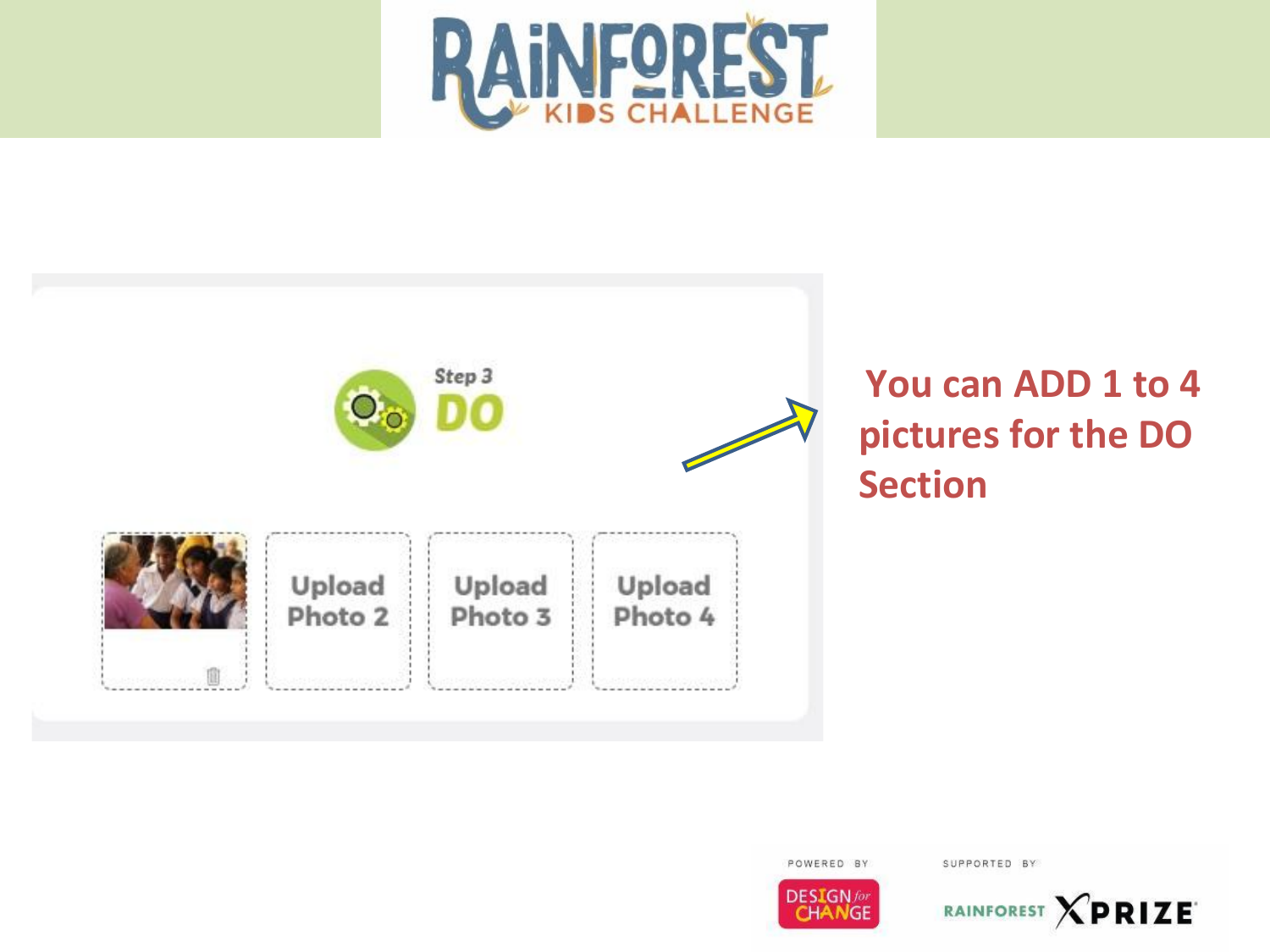Step 3

DO

Upload Photo 2

Upload Photo 3

Upload Photo 4

**You can ADD 1 to 4 pictures for the DO Section**

POWERED BY

SUPPORTED BY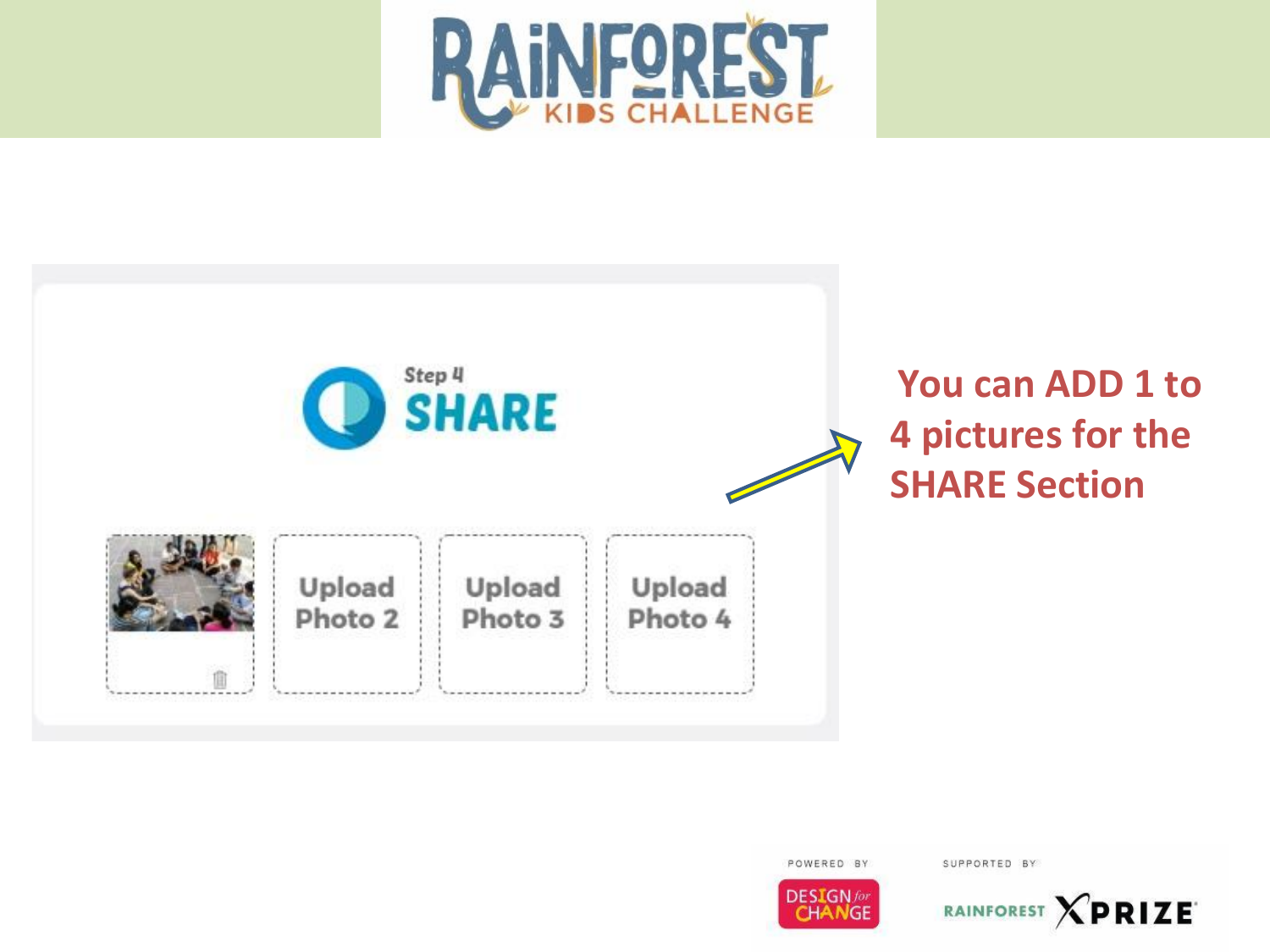# RAINFOREST KIDS CHALLENGE

Step 4

**SHARE**

Upload Photo 2

Upload Photo 3

Upload Photo 4

**You can ADD 1 to 4 pictures for the SHARE Section**

POWERED BY DESIGN for CHANGE

SUPPORTED BY RAINFOREST XPRIZE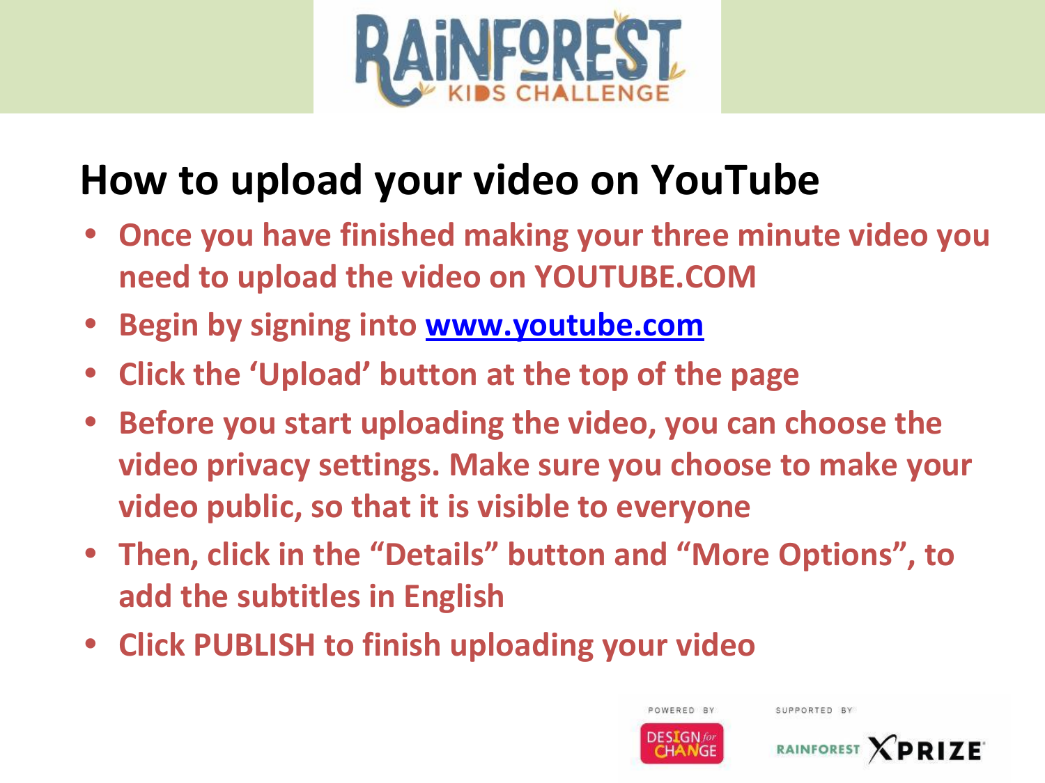# How to upload your video on YouTube

- **Once you have finished making your three minute video you need to upload the video on YOUTUBE.COM**
- **Begin by signing into [www.youtube.com](http://www.youtube.com)**
- **Click the 'Upload' button at the top of the page**
- **Before you start uploading the video, you can choose the video privacy settings. Make sure you choose to make your video public, so that it is visible to everyone**
- **Then, click in the "Details" button and "More Options", to add the subtitles in English**
- **Click PUBLISH to finish uploading your video**

POWERED BY DESIGN for CHANGE

SUPPORTED BY RAINFOREST XPRIZE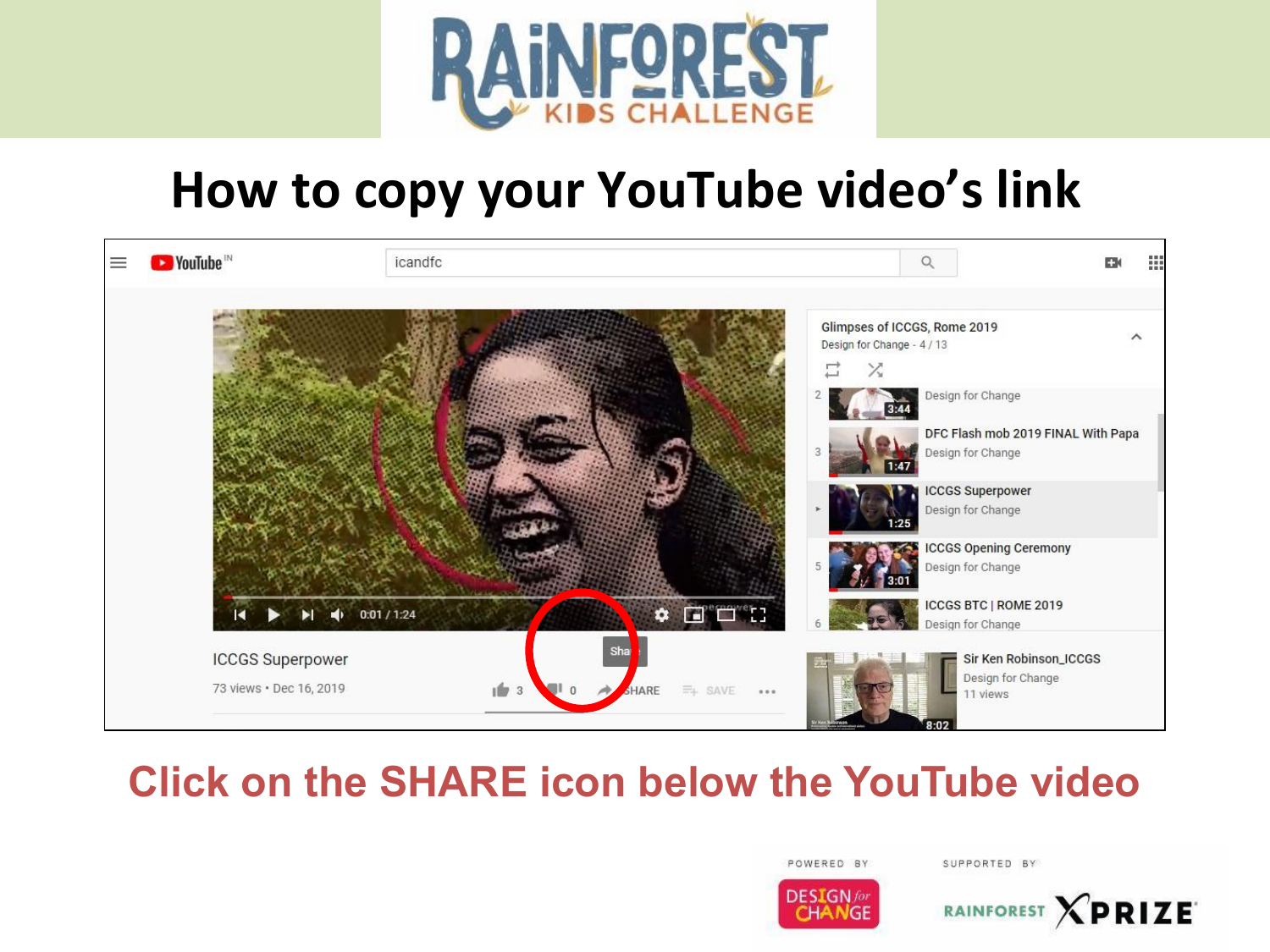# How to copy your YouTube video's link

**Click on the SHARE icon below the YouTube video**

POWERED BY DESIGN for CHANGE

SUPPORTED BY RAINFOREST XPRIZE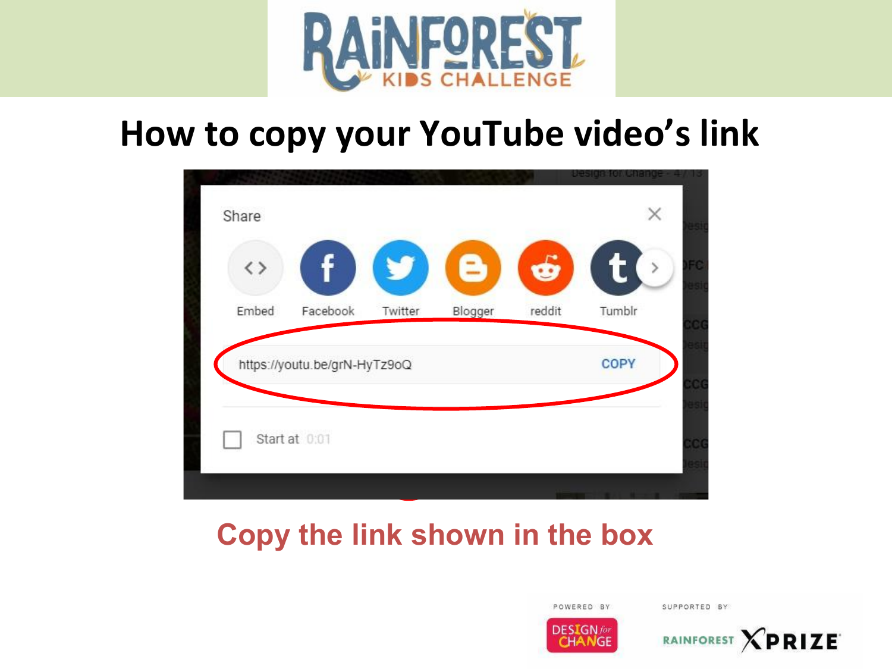# How to copy your YouTube video's link

Share

Embed Facebook Twitter Blogger reddit Tumblr

https://youtu.be/grN-HyTz9oQ COPY

Start at 0:01

**Copy the link shown in the box**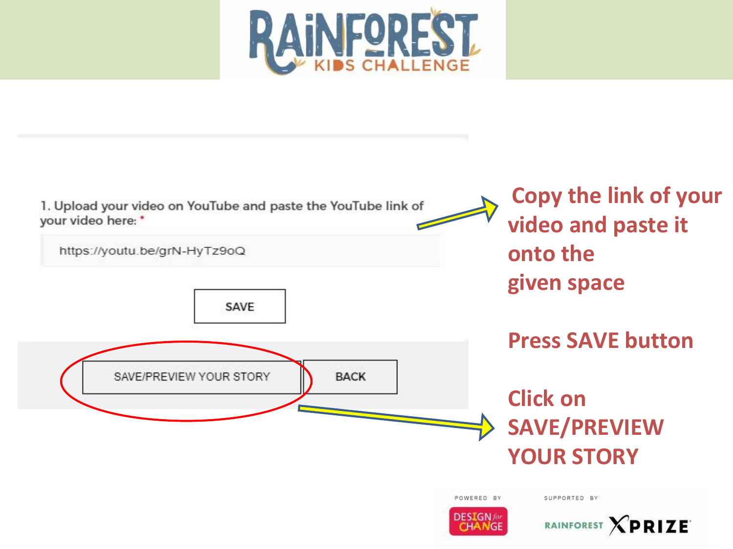# RAINFOREST KIDS CHALLENGE

1. Upload your video on YouTube and paste the YouTube link of your video here: *

https://youtu.be/grN-HyTz9oQ

SAVE

SAVE/PREVIEW YOUR STORY

BACK

**Copy the link of your video and paste it onto the given space**

**Press SAVE button**

**Click on SAVE/PREVIEW YOUR STORY**

POWERED BY DESIGN for CHANGE

SUPPORTED BY RAINFOREST XPRIZE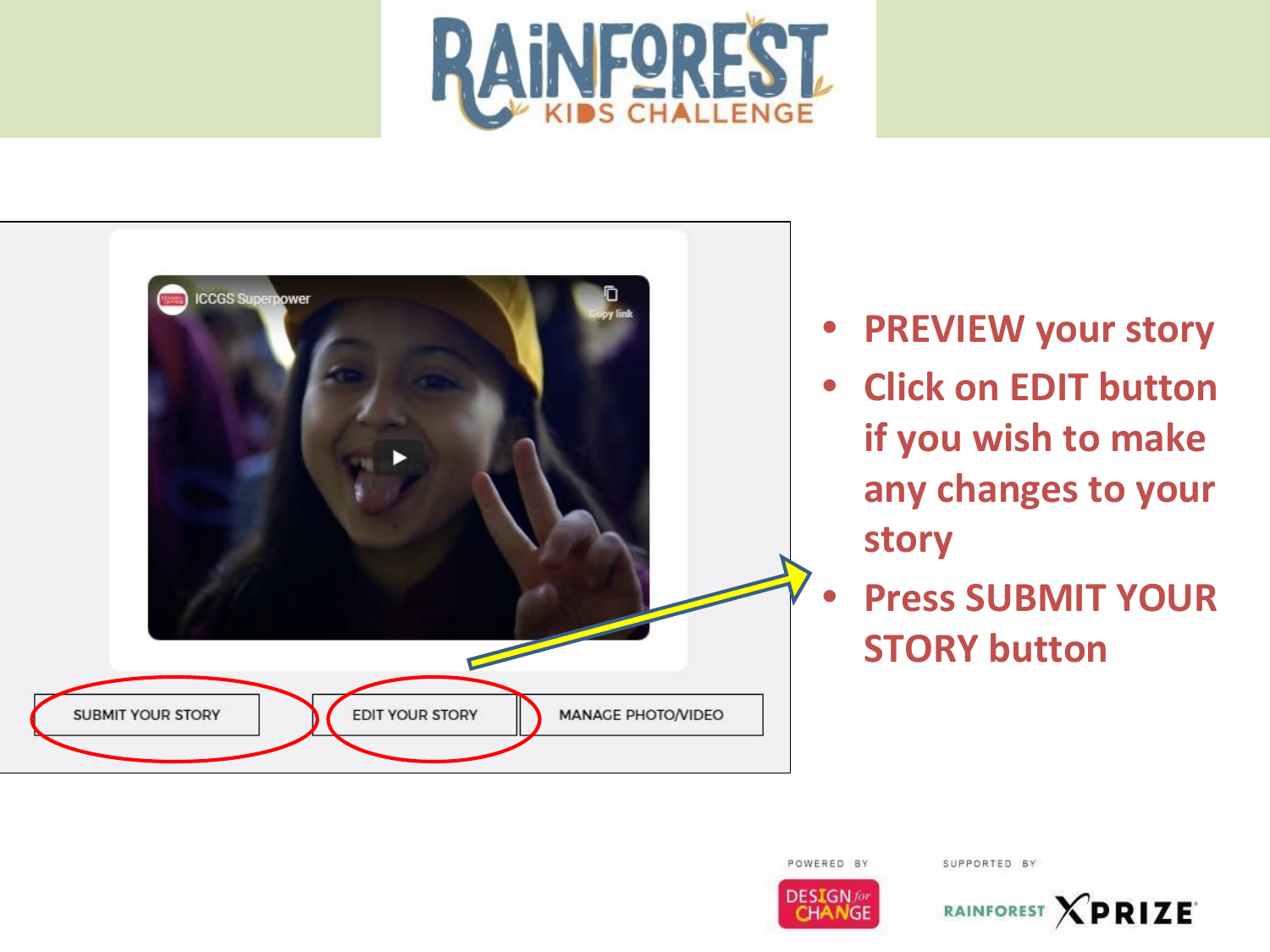- PREVIEW your story
- Click on EDIT button if you wish to make any changes to your story
- Press SUBMIT YOUR STORY button

SUBMIT YOUR STORY | EDIT YOUR STORY | MANAGE PHOTO/VIDEO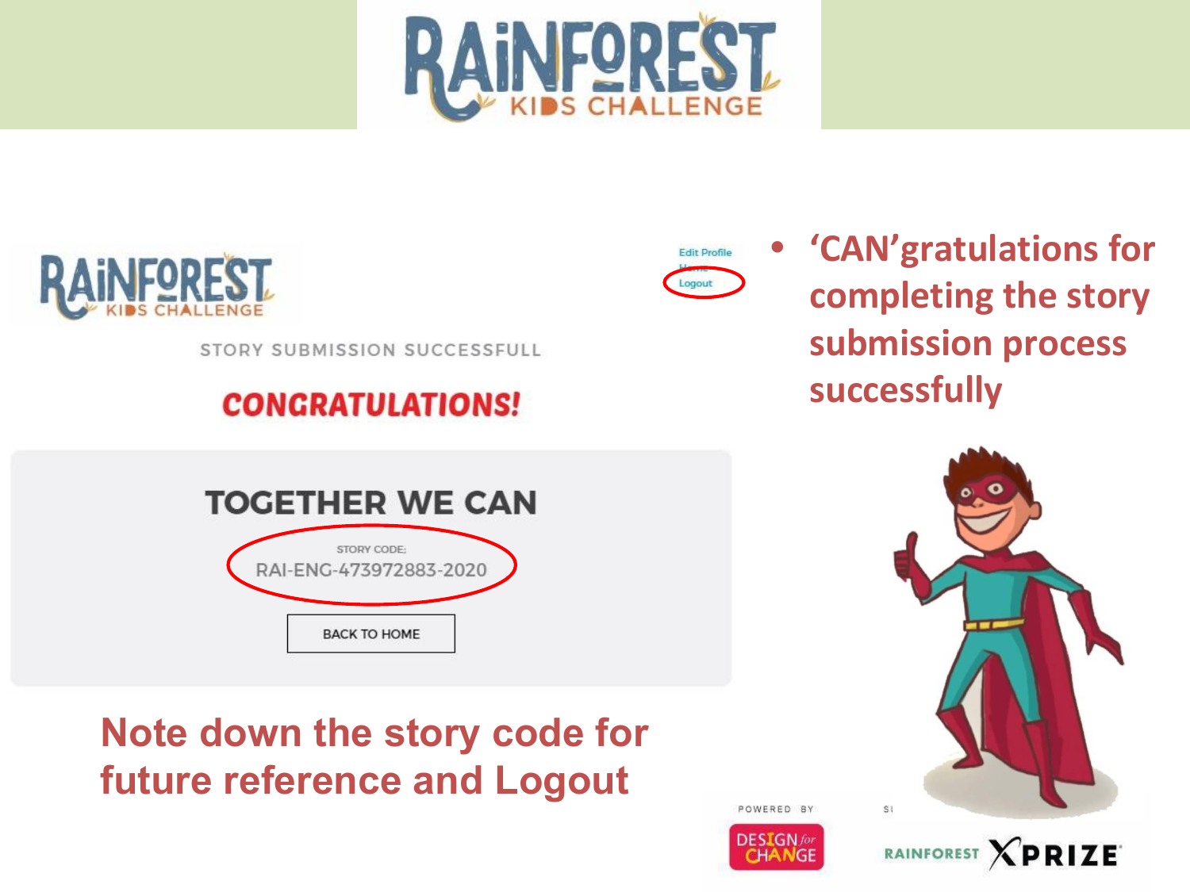# RAINFOREST KIDS CHALLENGE

RAINFOREST KIDS CHALLENGE

Edit Profile
Home
Logout

STORY SUBMISSION SUCCESSFULL

**CONGRATULATIONS!**

**TOGETHER WE CAN**

STORY CODE:
RAI-ENG-473972883-2020

BACK TO HOME

- **‘CAN’gratulations for completing the story submission process successfully**

**Note down the story code for future reference and Logout**

POWERED BY

DESIGN for CHANGE

RAINFOREST XPRIZE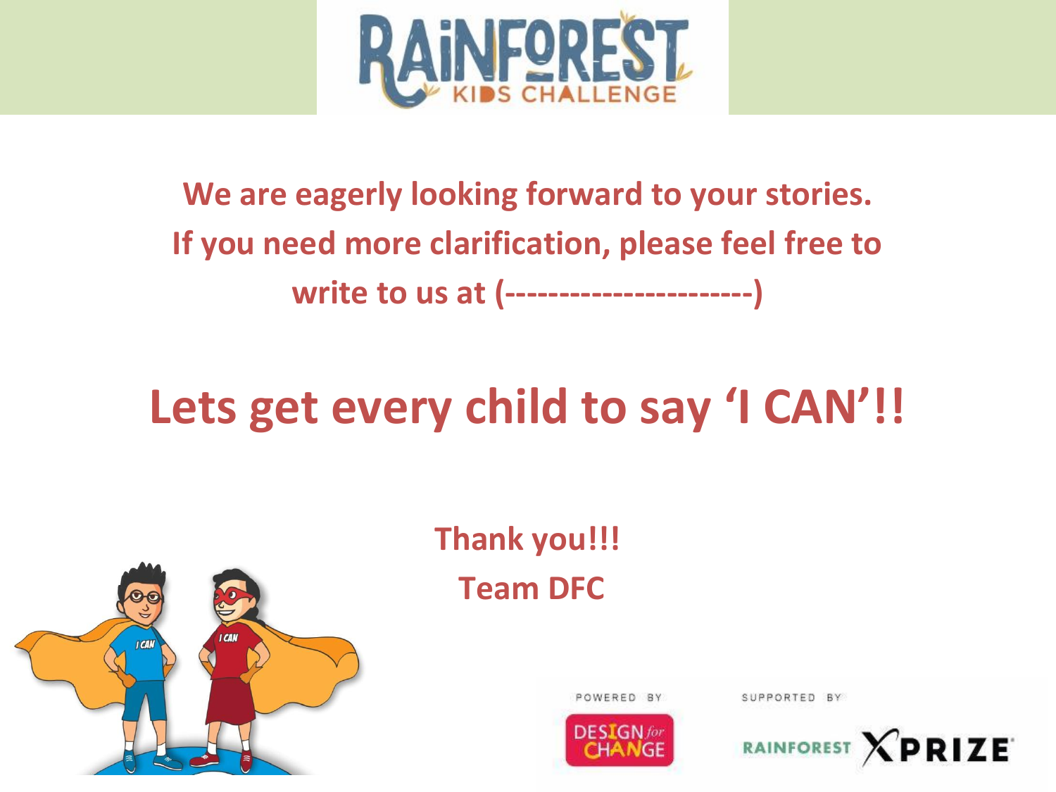RAINFOREST KIDS CHALLENGE

**We are eagerly looking forward to your stories.**
**If you need more clarification, please feel free to write to us at (----------------------)**

# Lets get every child to say 'I CAN'!!

**Thank you!!!**
**Team DFC**

POWERED BY DESIGN for CHANGE

SUPPORTED BY RAINFOREST XPRIZE